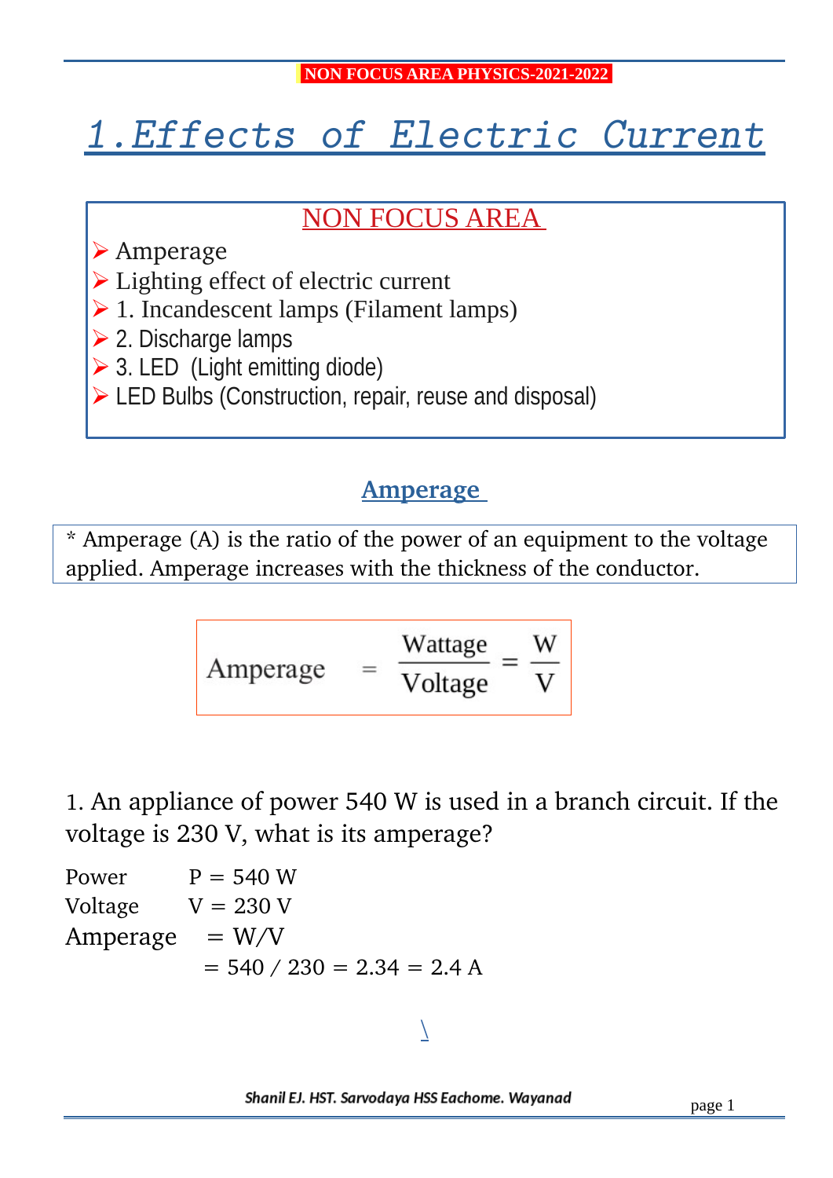NON FOCUS AREA PHYSICS-2021-2022

# 1.Effects of Electric Current

## NON FOCUS AREA

- Amperage
- Lighting effect of electric current
- 1. Incandescent lamps (Filament lamps)
- 2. Discharge lamps
- 3. LED (Light emitting diode)
- LED Bulbs (Construction, repair, reuse and disposal)

## Amperage

* Amperage (A) is the ratio of the power of an equipment to the voltage applied. Amperage increases with the thickness of the conductor.

$$\text{Amperage} = \frac{\text{Wattage}}{\text{Voltage}} = \frac{W}{V}$$

1. An appliance of power 540 W is used in a branch circuit. If the voltage is 230 V, what is its amperage?

Power $P = 540$ W

Voltage $V = 230$ V

Amperage $= W/V$

$= 540 / 230 = 2.34 = 2.4$ A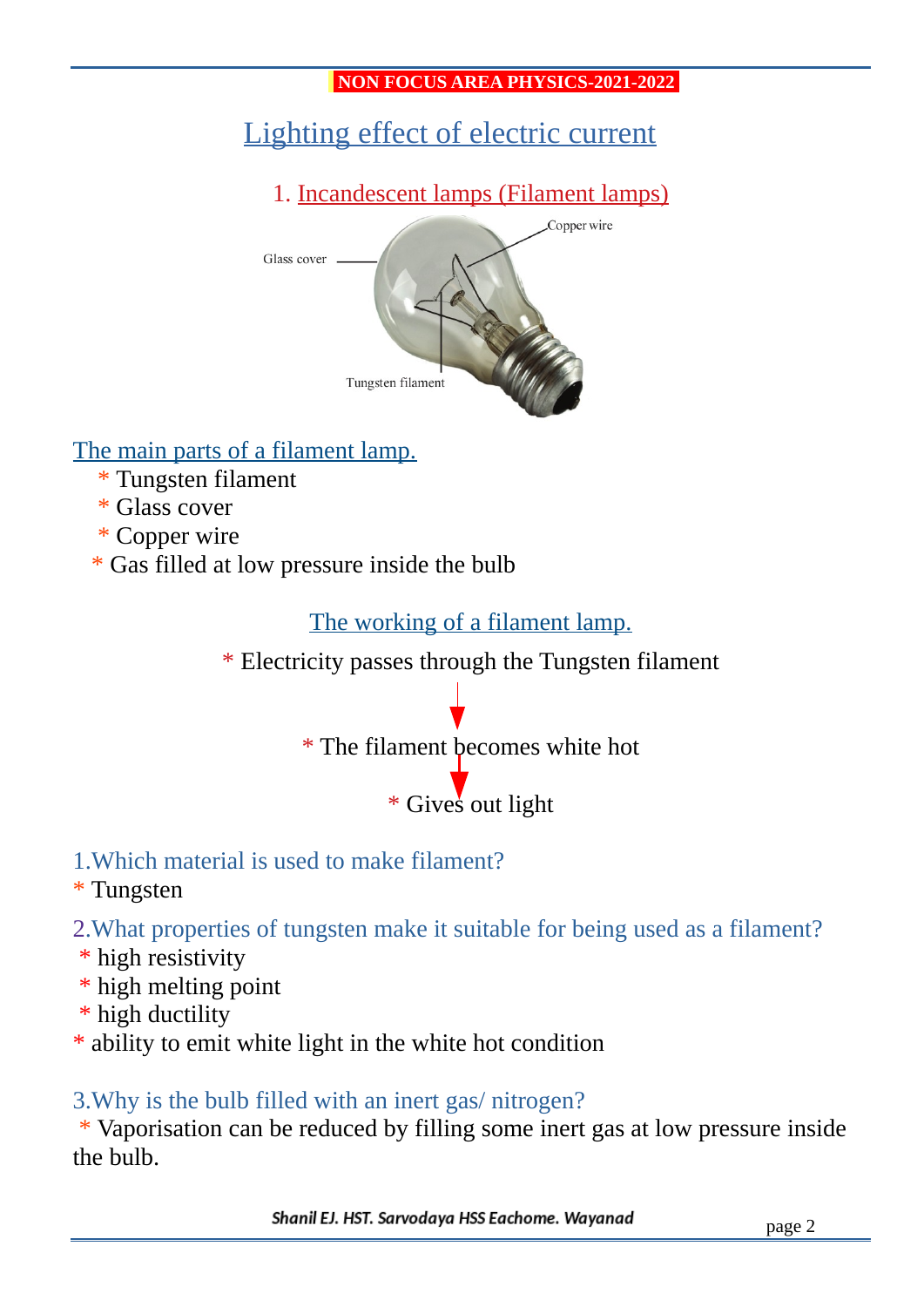NON FOCUS AREA PHYSICS-2021-2022

# Lighting effect of electric current

## 1. Incandescent lamps (Filament lamps)

Glass cover

Copper wire

Tungsten filament

### The main parts of a filament lamp.

* Tungsten filament
* Glass cover
* Copper wire
* Gas filled at low pressure inside the bulb

### The working of a filament lamp.

* Electricity passes through the Tungsten filament

↓

* The filament becomes white hot

↓

* Gives out light

1.Which material is used to make filament?

* Tungsten

2.What properties of tungsten make it suitable for being used as a filament?

* high resistivity
* high melting point
* high ductility
* ability to emit white light in the white hot condition

3.Why is the bulb filled with an inert gas/ nitrogen?

* Vaporisation can be reduced by filling some inert gas at low pressure inside the bulb.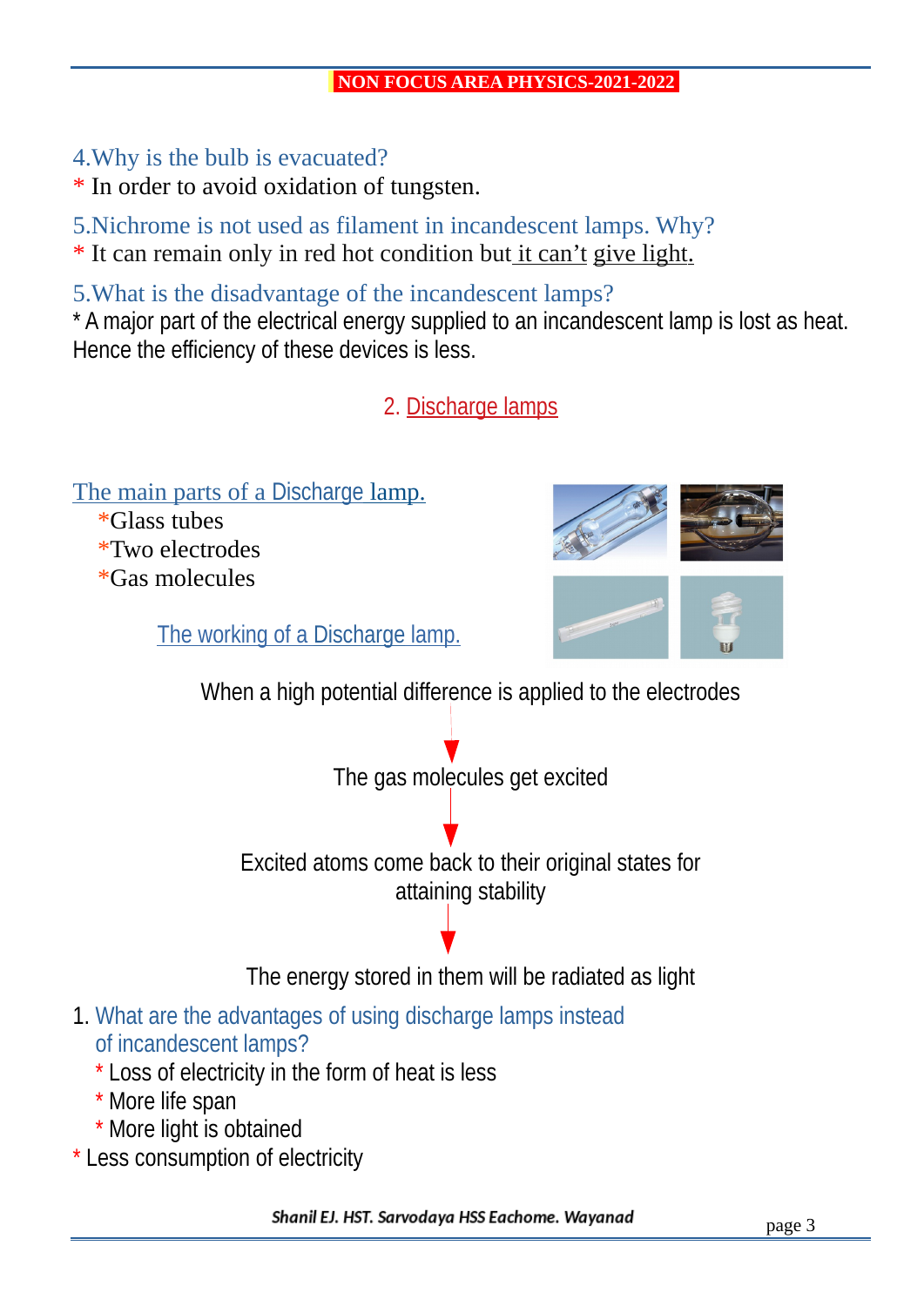4.Why is the bulb is evacuated?

* In order to avoid oxidation of tungsten.

5.Nichrome is not used as filament in incandescent lamps. Why?

* It can remain only in red hot condition but it can't give light.

5.What is the disadvantage of the incandescent lamps?

* A major part of the electrical energy supplied to an incandescent lamp is lost as heat. Hence the efficiency of these devices is less.

## 2. Discharge lamps

The main parts of a Discharge lamp.

- *Glass tubes
- *Two electrodes
- *Gas molecules

The working of a Discharge lamp.

When a high potential difference is applied to the electrodes

↓

The gas molecules get excited

↓

Excited atoms come back to their original states for attaining stability

↓

The energy stored in them will be radiated as light

1. What are the advantages of using discharge lamps instead of incandescent lamps?
   * Loss of electricity in the form of heat is less
   * More life span
   * More light is obtained

* Less consumption of electricity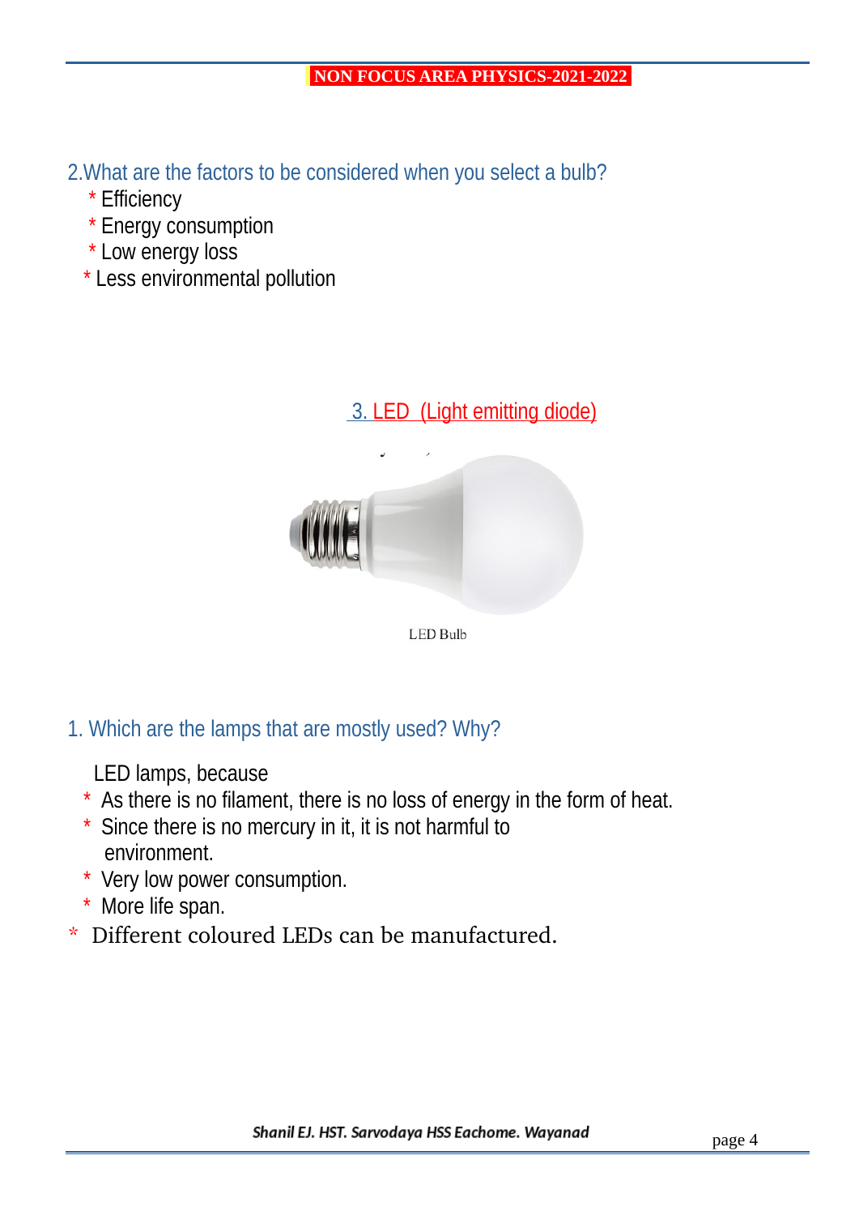2.What are the factors to be considered when you select a bulb?

* Efficiency
* Energy consumption
* Low energy loss
* Less environmental pollution

## 3. LED (Light emitting diode)

LED Bulb

1. Which are the lamps that are mostly used? Why?

LED lamps, because

* As there is no filament, there is no loss of energy in the form of heat.
* Since there is no mercury in it, it is not harmful to environment.
* Very low power consumption.
* More life span.
* Different coloured LEDs can be manufactured.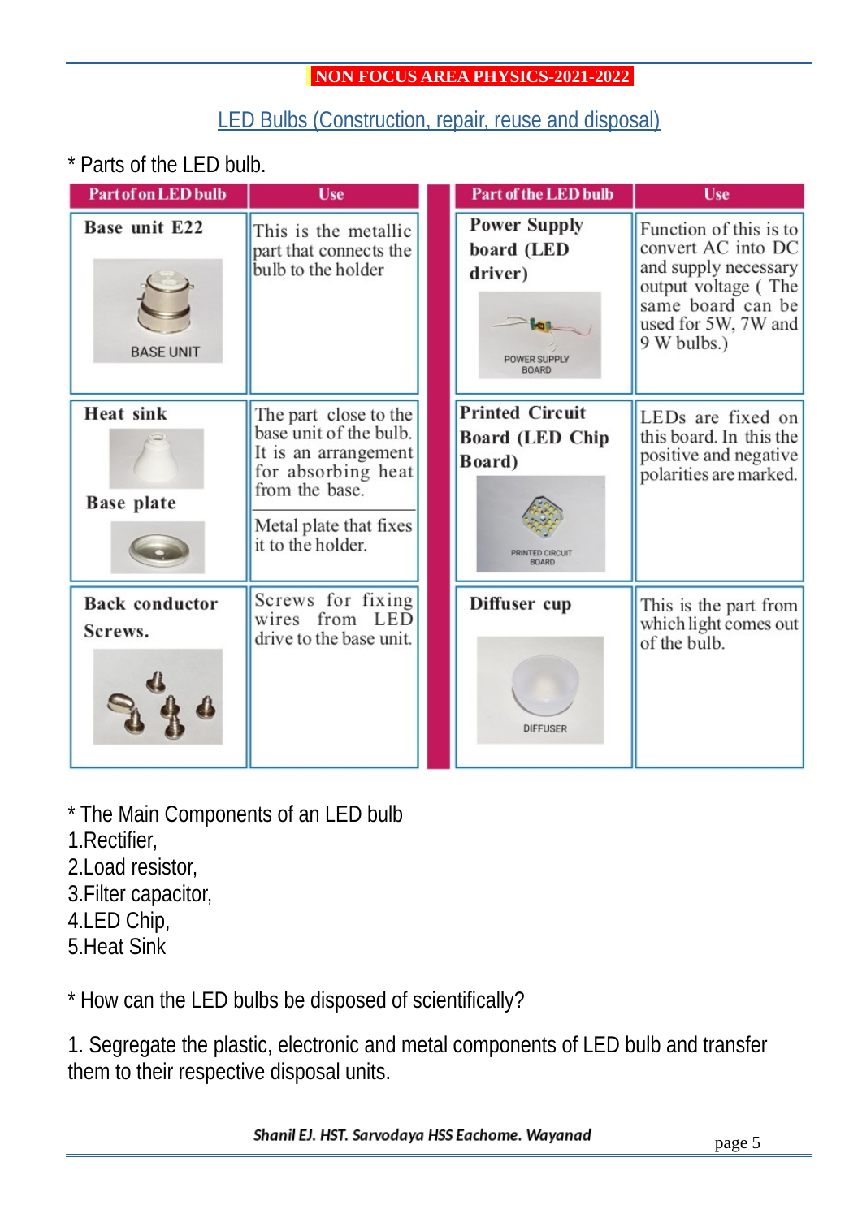NON FOCUS AREA PHYSICS-2021-2022

## LED Bulbs (Construction, repair, reuse and disposal)

* Parts of the LED bulb.

| Part of on LED bulb | Use | Part of the LED bulb | Use |
|---|---|---|---|
| **Base unit E22** | This is the metallic part that connects the bulb to the holder | **Power Supply board (LED driver)** | Function of this is to convert AC into DC and supply necessary output voltage ( The same board can be used for 5W, 7W and 9 W bulbs.) |
| **Heat sink** | The part close to the base unit of the bulb. It is an arrangement for absorbing heat from the base. | **Printed Circuit Board (LED Chip Board)** | LEDs are fixed on this board. In this the positive and negative polarities are marked. |
| **Base plate** | Metal plate that fixes it to the holder. | | |
| **Back conductor Screws.** | Screws for fixing wires from LED drive to the base unit. | **Diffuser cup** | This is the part from which light comes out of the bulb. |

* The Main Components of an LED bulb

1. Rectifier,
2. Load resistor,
3. Filter capacitor,
4. LED Chip,
5. Heat Sink

* How can the LED bulbs be disposed of scientifically?

1. Segregate the plastic, electronic and metal components of LED bulb and transfer them to their respective disposal units.